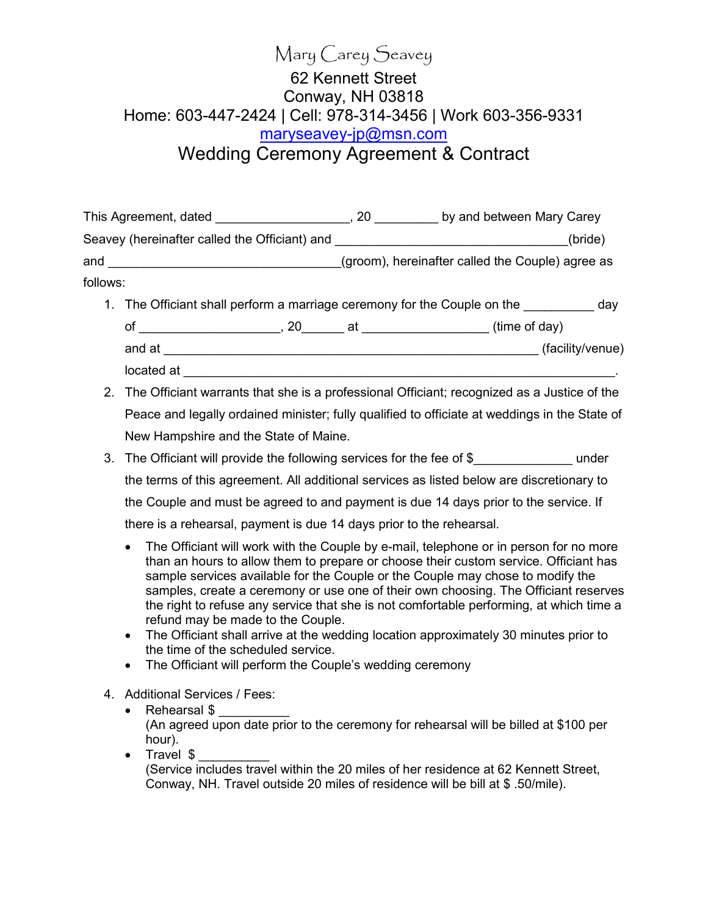# Mary Carey Seavey

62 Kennett Street
Conway, NH 03818
Home: 603-447-2424 | Cell: 978-314-3456 | Work 603-356-9331
maryseavey-jp@msn.com

## Wedding Ceremony Agreement & Contract

This Agreement, dated ___________________, 20 _________ by and between Mary Carey Seavey (hereinafter called the Officiant) and _________________________________(bride) and _________________________________(groom), hereinafter called the Couple) agree as follows:

1. The Officiant shall perform a marriage ceremony for the Couple on the __________ day of ___________________, 20______ at _________________ (time of day) and at _______________________________________________________ (facility/venue) located at ______________________________________________________________.
2. The Officiant warrants that she is a professional Officiant; recognized as a Justice of the Peace and legally ordained minister; fully qualified to officiate at weddings in the State of New Hampshire and the State of Maine.
3. The Officiant will provide the following services for the fee of $_____________ under the terms of this agreement. All additional services as listed below are discretionary to the Couple and must be agreed to and payment is due 14 days prior to the service. If there is a rehearsal, payment is due 14 days prior to the rehearsal.
   - The Officiant will work with the Couple by e-mail, telephone or in person for no more than an hours to allow them to prepare or choose their custom service. Officiant has sample services available for the Couple or the Couple may chose to modify the samples, create a ceremony or use one of their own choosing. The Officiant reserves the right to refuse any service that she is not comfortable performing, at which time a refund may be made to the Couple.
   - The Officiant shall arrive at the wedding location approximately 30 minutes prior to the time of the scheduled service.
   - The Officiant will perform the Couple's wedding ceremony
4. Additional Services / Fees:
   - Rehearsal $ __________
     (An agreed upon date prior to the ceremony for rehearsal will be billed at $100 per hour).
   - Travel $ __________
     (Service includes travel within the 20 miles of her residence at 62 Kennett Street, Conway, NH. Travel outside 20 miles of residence will be bill at $ .50/mile).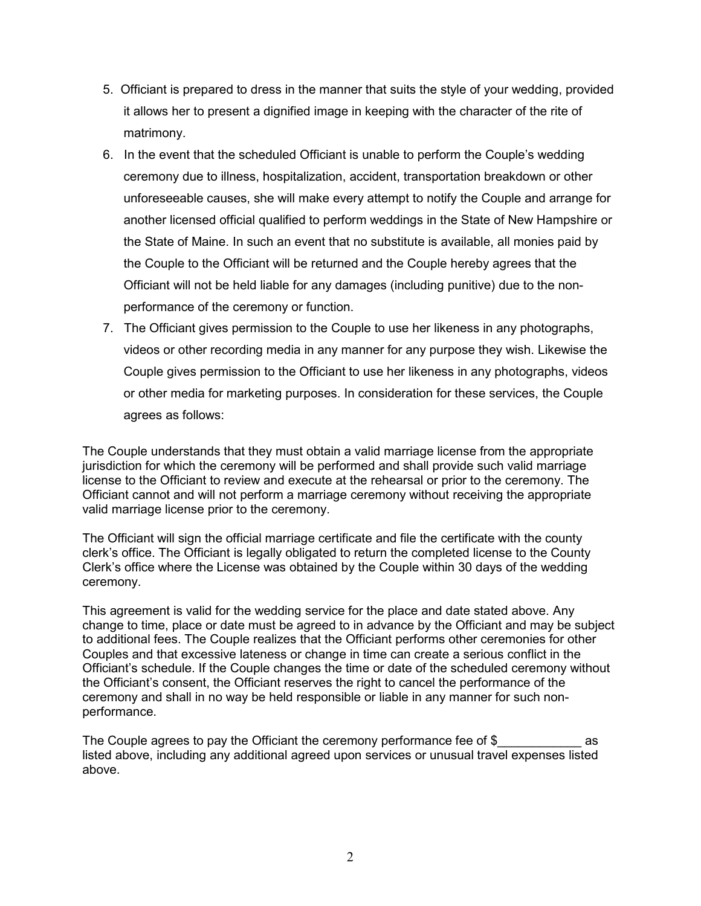5. Officiant is prepared to dress in the manner that suits the style of your wedding, provided it allows her to present a dignified image in keeping with the character of the rite of matrimony.
6. In the event that the scheduled Officiant is unable to perform the Couple's wedding ceremony due to illness, hospitalization, accident, transportation breakdown or other unforeseeable causes, she will make every attempt to notify the Couple and arrange for another licensed official qualified to perform weddings in the State of New Hampshire or the State of Maine. In such an event that no substitute is available, all monies paid by the Couple to the Officiant will be returned and the Couple hereby agrees that the Officiant will not be held liable for any damages (including punitive) due to the non-performance of the ceremony or function.
7. The Officiant gives permission to the Couple to use her likeness in any photographs, videos or other recording media in any manner for any purpose they wish. Likewise the Couple gives permission to the Officiant to use her likeness in any photographs, videos or other media for marketing purposes. In consideration for these services, the Couple agrees as follows:

The Couple understands that they must obtain a valid marriage license from the appropriate jurisdiction for which the ceremony will be performed and shall provide such valid marriage license to the Officiant to review and execute at the rehearsal or prior to the ceremony. The Officiant cannot and will not perform a marriage ceremony without receiving the appropriate valid marriage license prior to the ceremony.

The Officiant will sign the official marriage certificate and file the certificate with the county clerk's office. The Officiant is legally obligated to return the completed license to the County Clerk's office where the License was obtained by the Couple within 30 days of the wedding ceremony.

This agreement is valid for the wedding service for the place and date stated above. Any change to time, place or date must be agreed to in advance by the Officiant and may be subject to additional fees. The Couple realizes that the Officiant performs other ceremonies for other Couples and that excessive lateness or change in time can create a serious conflict in the Officiant's schedule. If the Couple changes the time or date of the scheduled ceremony without the Officiant's consent, the Officiant reserves the right to cancel the performance of the ceremony and shall in no way be held responsible or liable in any manner for such non-performance.

The Couple agrees to pay the Officiant the ceremony performance fee of $____________ as listed above, including any additional agreed upon services or unusual travel expenses listed above.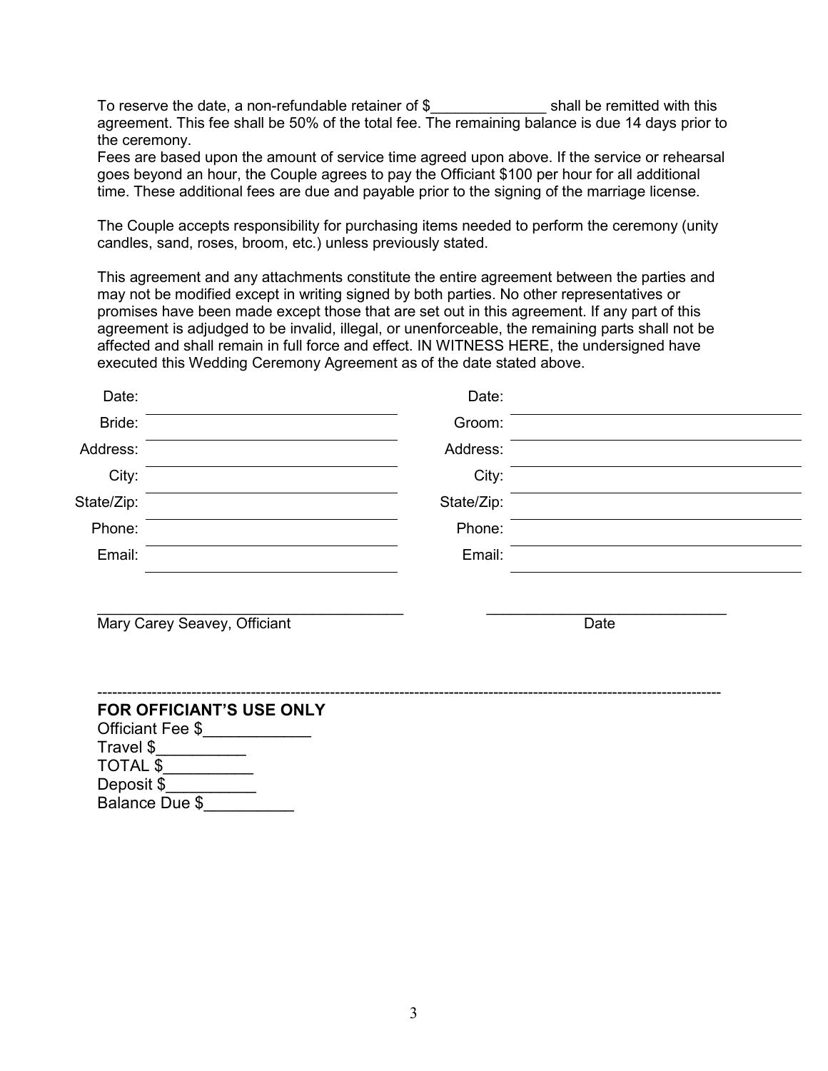To reserve the date, a non-refundable retainer of $______________ shall be remitted with this agreement. This fee shall be 50% of the total fee. The remaining balance is due 14 days prior to the ceremony.

Fees are based upon the amount of service time agreed upon above. If the service or rehearsal goes beyond an hour, the Couple agrees to pay the Officiant $100 per hour for all additional time. These additional fees are due and payable prior to the signing of the marriage license.

The Couple accepts responsibility for purchasing items needed to perform the ceremony (unity candles, sand, roses, broom, etc.) unless previously stated.

This agreement and any attachments constitute the entire agreement between the parties and may not be modified except in writing signed by both parties. No other representatives or promises have been made except those that are set out in this agreement. If any part of this agreement is adjudged to be invalid, illegal, or unenforceable, the remaining parts shall not be affected and shall remain in full force and effect. IN WITNESS HERE, the undersigned have executed this Wedding Ceremony Agreement as of the date stated above.

| | | | |
|---|---|---|---|
| Date: | | Date: | |
| Bride: | | Groom: | |
| Address: | | Address: | |
| City: | | City: | |
| State/Zip: | | State/Zip: | |
| Phone: | | Phone: | |
| Email: | | Email: | |

_____________________________________ Mary Carey Seavey, Officiant

_____________________________ Date

---

**FOR OFFICIANT'S USE ONLY**

Officiant Fee $____________
Travel $__________
TOTAL $__________
Deposit $__________
Balance Due $__________